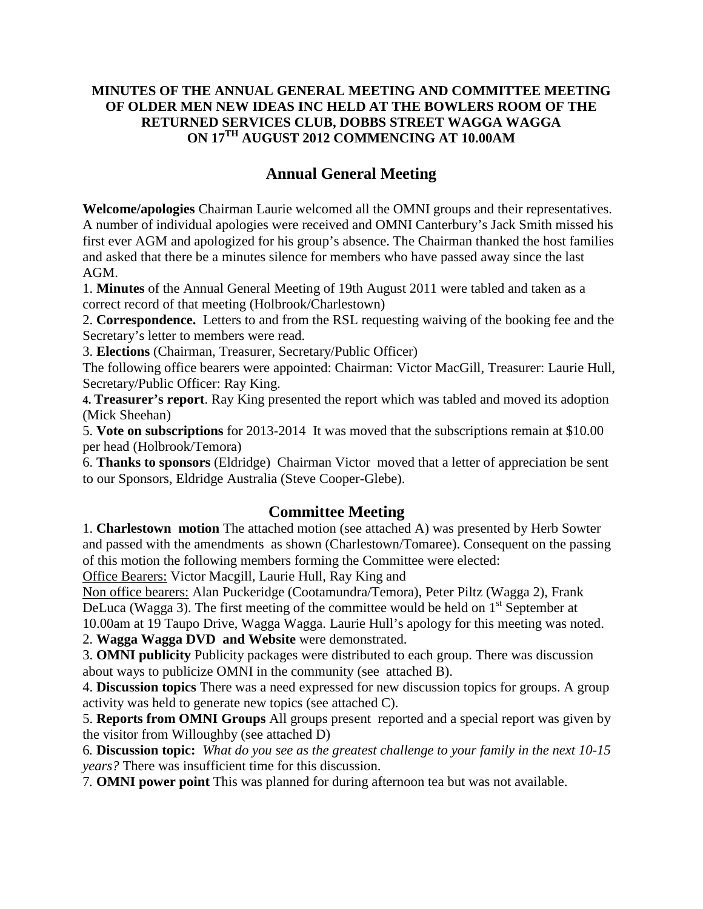**MINUTES OF THE ANNUAL GENERAL MEETING AND COMMITTEE MEETING OF OLDER MEN NEW IDEAS INC HELD AT THE BOWLERS ROOM OF THE RETURNED SERVICES CLUB, DOBBS STREET WAGGA WAGGA ON 17TH AUGUST 2012 COMMENCING AT 10.00AM**

## Annual General Meeting

**Welcome/apologies** Chairman Laurie welcomed all the OMNI groups and their representatives. A number of individual apologies were received and OMNI Canterbury's Jack Smith missed his first ever AGM and apologized for his group's absence. The Chairman thanked the host families and asked that there be a minutes silence for members who have passed away since the last AGM.

1. **Minutes** of the Annual General Meeting of 19th August 2011 were tabled and taken as a correct record of that meeting (Holbrook/Charlestown)
2. **Correspondence.** Letters to and from the RSL requesting waiving of the booking fee and the Secretary's letter to members were read.
3. **Elections** (Chairman, Treasurer, Secretary/Public Officer)
The following office bearers were appointed: Chairman: Victor MacGill, Treasurer: Laurie Hull, Secretary/Public Officer: Ray King.
4. **Treasurer's report**. Ray King presented the report which was tabled and moved its adoption (Mick Sheehan)
5. **Vote on subscriptions** for 2013-2014 It was moved that the subscriptions remain at $10.00 per head (Holbrook/Temora)
6. **Thanks to sponsors** (Eldridge) Chairman Victor moved that a letter of appreciation be sent to our Sponsors, Eldridge Australia (Steve Cooper-Glebe).

## Committee Meeting

1. **Charlestown motion** The attached motion (see attached A) was presented by Herb Sowter and passed with the amendments as shown (Charlestown/Tomaree). Consequent on the passing of this motion the following members forming the Committee were elected:
Office Bearers: Victor Macgill, Laurie Hull, Ray King and
Non office bearers: Alan Puckeridge (Cootamundra/Temora), Peter Piltz (Wagga 2), Frank DeLuca (Wagga 3). The first meeting of the committee would be held on 1st September at 10.00am at 19 Taupo Drive, Wagga Wagga. Laurie Hull's apology for this meeting was noted.
2. **Wagga Wagga DVD and Website** were demonstrated.
3. **OMNI publicity** Publicity packages were distributed to each group. There was discussion about ways to publicize OMNI in the community (see attached B).
4. **Discussion topics** There was a need expressed for new discussion topics for groups. A group activity was held to generate new topics (see attached C).
5. **Reports from OMNI Groups** All groups present reported and a special report was given by the visitor from Willoughby (see attached D)
6. **Discussion topic:** *What do you see as the greatest challenge to your family in the next 10-15 years?* There was insufficient time for this discussion.
7. **OMNI power point** This was planned for during afternoon tea but was not available.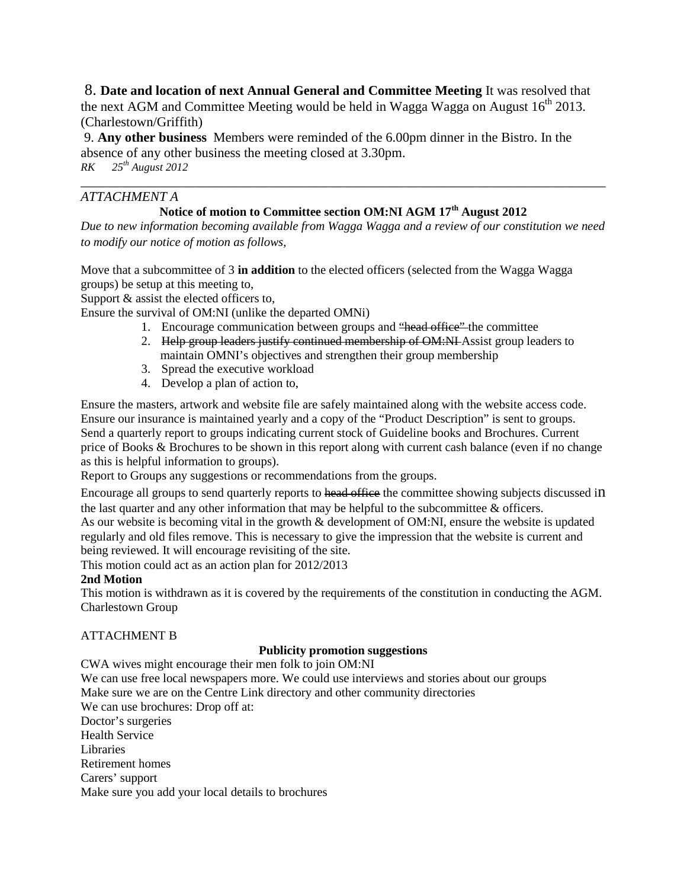8. **Date and location of next Annual General and Committee Meeting** It was resolved that the next AGM and Committee Meeting would be held in Wagga Wagga on August 16th 2013. (Charlestown/Griffith)

9. **Any other business** Members were reminded of the 6.00pm dinner in the Bistro. In the absence of any other business the meeting closed at 3.30pm.

*RK 25th August 2012*

---

*ATTACHMENT A*

**Notice of motion to Committee section OM:NI AGM 17th August 2012**

*Due to new information becoming available from Wagga Wagga and a review of our constitution we need to modify our notice of motion as follows,*

Move that a subcommittee of 3 **in addition** to the elected officers (selected from the Wagga Wagga groups) be setup at this meeting to,

Support & assist the elected officers to,

Ensure the survival of OM:NI (unlike the departed OMNi)

1. Encourage communication between groups and ~~"head office"~~ the committee
2. ~~Help group leaders justify continued membership of OM:NI~~ Assist group leaders to maintain OMNI's objectives and strengthen their group membership
3. Spread the executive workload
4. Develop a plan of action to,

Ensure the masters, artwork and website file are safely maintained along with the website access code.
Ensure our insurance is maintained yearly and a copy of the "Product Description" is sent to groups.
Send a quarterly report to groups indicating current stock of Guideline books and Brochures. Current price of Books & Brochures to be shown in this report along with current cash balance (even if no change as this is helpful information to groups).
Report to Groups any suggestions or recommendations from the groups.
Encourage all groups to send quarterly reports to ~~head office~~ the committee showing subjects discussed in the last quarter and any other information that may be helpful to the subcommittee & officers.
As our website is becoming vital in the growth & development of OM:NI, ensure the website is updated regularly and old files remove. This is necessary to give the impression that the website is current and being reviewed. It will encourage revisiting of the site.
This motion could act as an action plan for 2012/2013

**2nd Motion**

This motion is withdrawn as it is covered by the requirements of the constitution in conducting the AGM.
Charlestown Group

ATTACHMENT B

**Publicity promotion suggestions**

CWA wives might encourage their men folk to join OM:NI
We can use free local newspapers more. We could use interviews and stories about our groups
Make sure we are on the Centre Link directory and other community directories
We can use brochures: Drop off at:
Doctor's surgeries
Health Service
Libraries
Retirement homes
Carers' support
Make sure you add your local details to brochures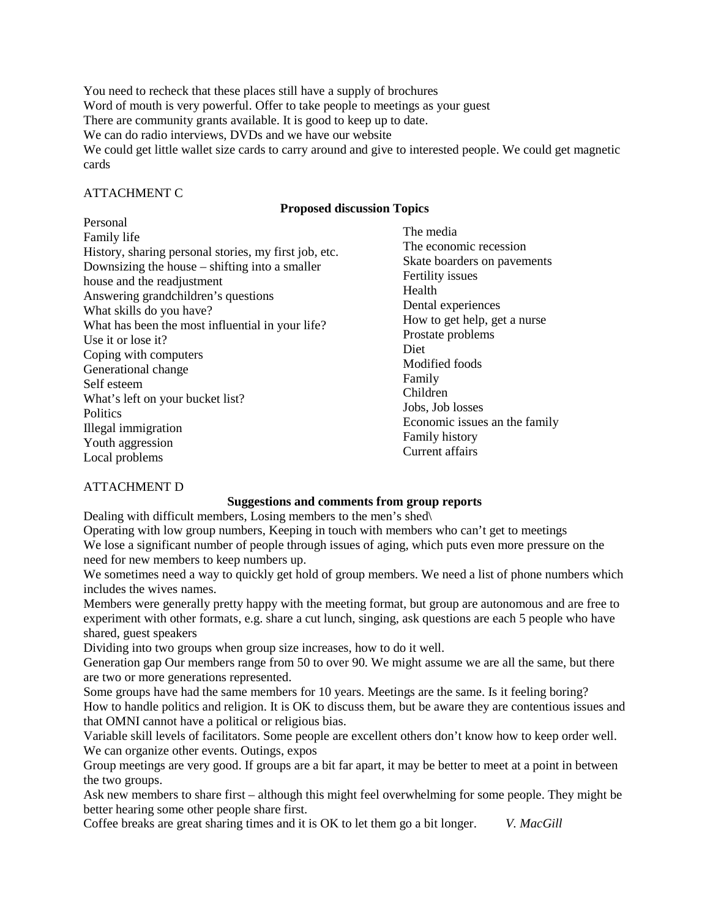You need to recheck that these places still have a supply of brochures
Word of mouth is very powerful. Offer to take people to meetings as your guest
There are community grants available. It is good to keep up to date.
We can do radio interviews, DVDs and we have our website
We could get little wallet size cards to carry around and give to interested people. We could get magnetic cards

ATTACHMENT C

**Proposed discussion Topics**

Personal
Family life
History, sharing personal stories, my first job, etc.
Downsizing the house – shifting into a smaller house and the readjustment
Answering grandchildren's questions
What skills do you have?
What has been the most influential in your life?
Use it or lose it?
Coping with computers
Generational change
Self esteem
What's left on your bucket list?
Politics
Illegal immigration
Youth aggression
Local problems

The media
The economic recession
Skate boarders on pavements
Fertility issues
Health
Dental experiences
How to get help, get a nurse
Prostate problems
Diet
Modified foods
Family
Children
Jobs, Job losses
Economic issues an the family
Family history
Current affairs

ATTACHMENT D

**Suggestions and comments from group reports**

Dealing with difficult members, Losing members to the men's shed\
Operating with low group numbers, Keeping in touch with members who can't get to meetings
We lose a significant number of people through issues of aging, which puts even more pressure on the need for new members to keep numbers up.
We sometimes need a way to quickly get hold of group members. We need a list of phone numbers which includes the wives names.
Members were generally pretty happy with the meeting format, but group are autonomous and are free to experiment with other formats, e.g. share a cut lunch, singing, ask questions are each 5 people who have shared, guest speakers
Dividing into two groups when group size increases, how to do it well.
Generation gap Our members range from 50 to over 90. We might assume we are all the same, but there are two or more generations represented.
Some groups have had the same members for 10 years. Meetings are the same. Is it feeling boring?
How to handle politics and religion. It is OK to discuss them, but be aware they are contentious issues and that OMNI cannot have a political or religious bias.
Variable skill levels of facilitators. Some people are excellent others don't know how to keep order well.
We can organize other events. Outings, expos
Group meetings are very good. If groups are a bit far apart, it may be better to meet at a point in between the two groups.
Ask new members to share first – although this might feel overwhelming for some people. They might be better hearing some other people share first.
Coffee breaks are great sharing times and it is OK to let them go a bit longer. *V. MacGill*